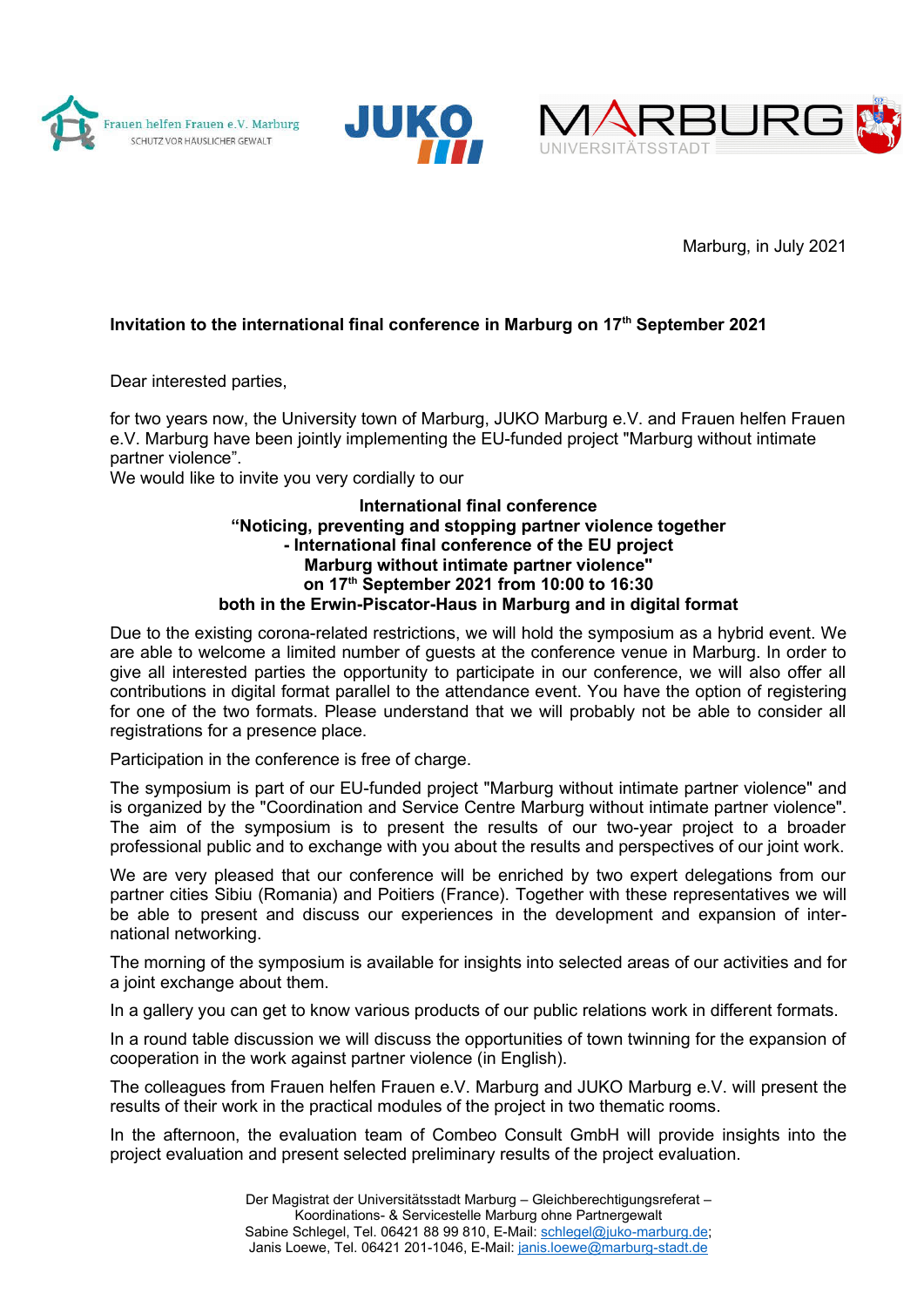Frauen helfen Frauen e.V. Marburg
SCHUTZ VOR HÄUSLICHER GEWALT

JUKO

MARBURG UNIVERSITÄTSSTADT

Marburg, in July 2021

**Invitation to the international final conference in Marburg on 17th September 2021**

Dear interested parties,

for two years now, the University town of Marburg, JUKO Marburg e.V. and Frauen helfen Frauen e.V. Marburg have been jointly implementing the EU-funded project "Marburg without intimate partner violence".
We would like to invite you very cordially to our

**International final conference**
**"Noticing, preventing and stopping partner violence together**
**- International final conference of the EU project**
**Marburg without intimate partner violence"**
**on 17th September 2021 from 10:00 to 16:30**
**both in the Erwin-Piscator-Haus in Marburg and in digital format**

Due to the existing corona-related restrictions, we will hold the symposium as a hybrid event. We are able to welcome a limited number of guests at the conference venue in Marburg. In order to give all interested parties the opportunity to participate in our conference, we will also offer all contributions in digital format parallel to the attendance event. You have the option of registering for one of the two formats. Please understand that we will probably not be able to consider all registrations for a presence place.

Participation in the conference is free of charge.

The symposium is part of our EU-funded project "Marburg without intimate partner violence" and is organized by the "Coordination and Service Centre Marburg without intimate partner violence". The aim of the symposium is to present the results of our two-year project to a broader professional public and to exchange with you about the results and perspectives of our joint work.

We are very pleased that our conference will be enriched by two expert delegations from our partner cities Sibiu (Romania) and Poitiers (France). Together with these representatives we will be able to present and discuss our experiences in the development and expansion of inter-national networking.

The morning of the symposium is available for insights into selected areas of our activities and for a joint exchange about them.

In a gallery you can get to know various products of our public relations work in different formats.

In a round table discussion we will discuss the opportunities of town twinning for the expansion of cooperation in the work against partner violence (in English).

The colleagues from Frauen helfen Frauen e.V. Marburg and JUKO Marburg e.V. will present the results of their work in the practical modules of the project in two thematic rooms.

In the afternoon, the evaluation team of Combeo Consult GmbH will provide insights into the project evaluation and present selected preliminary results of the project evaluation.

Der Magistrat der Universitätsstadt Marburg – Gleichberechtigungsreferat –
Koordinations- & Servicestelle Marburg ohne Partnergewalt
Sabine Schlegel, Tel. 06421 88 99 810, E-Mail: schlegel@juko-marburg.de;
Janis Loewe, Tel. 06421 201-1046, E-Mail: janis.loewe@marburg-stadt.de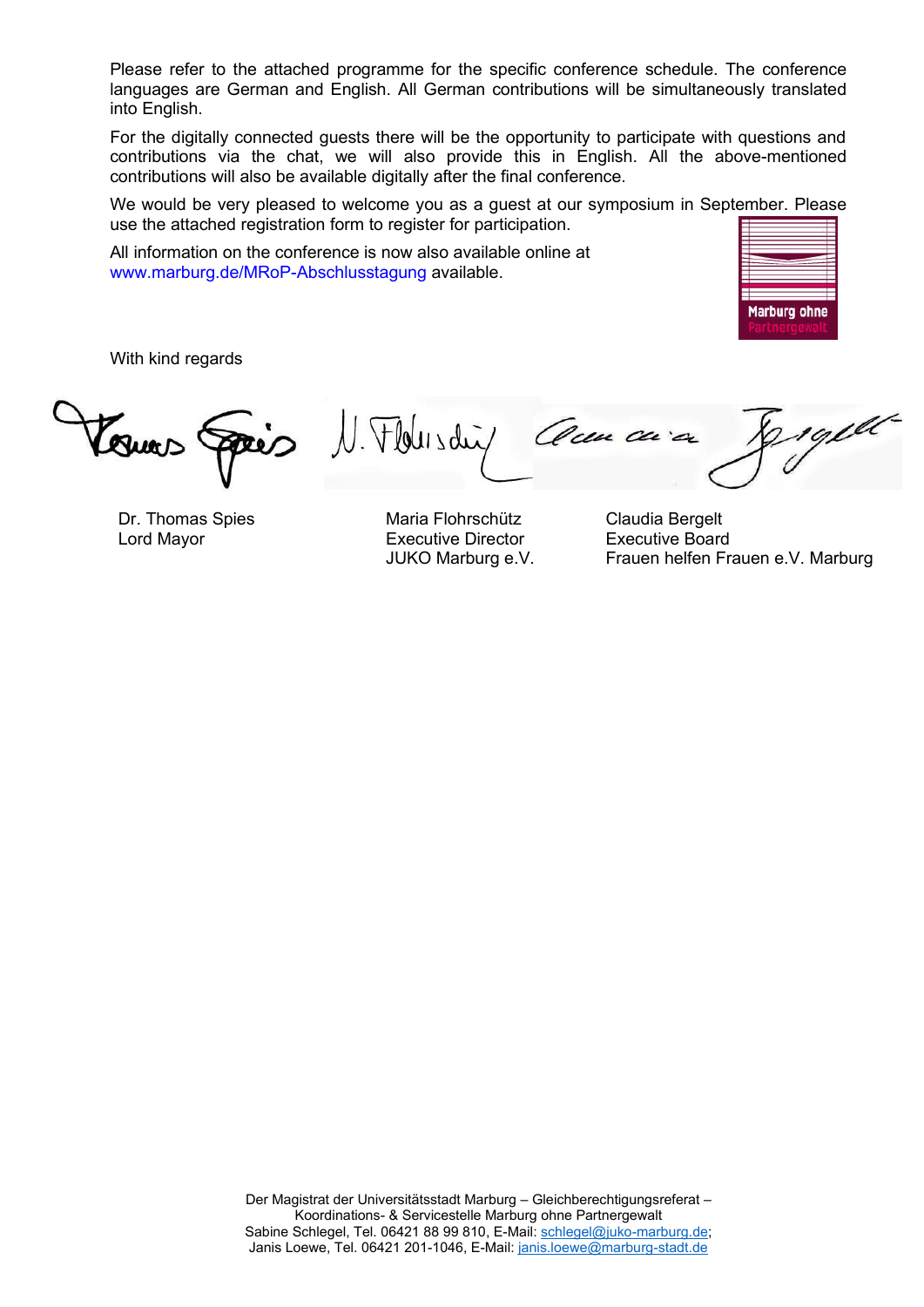Please refer to the attached programme for the specific conference schedule. The conference languages are German and English. All German contributions will be simultaneously translated into English.

For the digitally connected guests there will be the opportunity to participate with questions and contributions via the chat, we will also provide this in English. All the above-mentioned contributions will also be available digitally after the final conference.

We would be very pleased to welcome you as a guest at our symposium in September. Please use the attached registration form to register for participation.

All information on the conference is now also available online at www.marburg.de/MRoP-Abschlusstagung available.

Marburg ohne Partnergewalt

With kind regards

| | | |
|---|---|---|
| Dr. Thomas Spies | Maria Flohrschütz | Claudia Bergelt |
| Lord Mayor | Executive Director | Executive Board |
| | JUKO Marburg e.V. | Frauen helfen Frauen e.V. Marburg |

Der Magistrat der Universitätsstadt Marburg – Gleichberechtigungsreferat –
Koordinations- & Servicestelle Marburg ohne Partnergewalt
Sabine Schlegel, Tel. 06421 88 99 810, E-Mail: schlegel@juko-marburg.de;
Janis Loewe, Tel. 06421 201-1046, E-Mail: janis.loewe@marburg-stadt.de